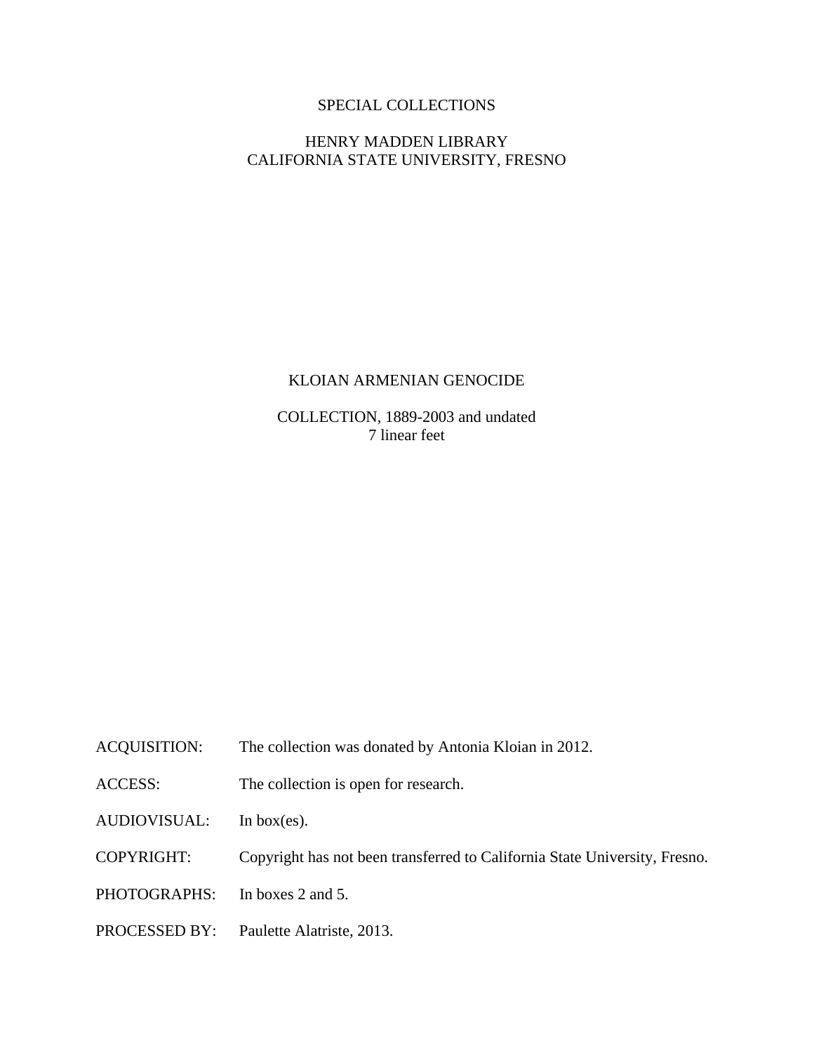SPECIAL COLLECTIONS

HENRY MADDEN LIBRARY
CALIFORNIA STATE UNIVERSITY, FRESNO

# KLOIAN ARMENIAN GENOCIDE

COLLECTION, 1889-2003 and undated
7 linear feet

ACQUISITION: The collection was donated by Antonia Kloian in 2012.

ACCESS: The collection is open for research.

AUDIOVISUAL: In box(es).

COPYRIGHT: Copyright has not been transferred to California State University, Fresno.

PHOTOGRAPHS: In boxes 2 and 5.

PROCESSED BY: Paulette Alatriste, 2013.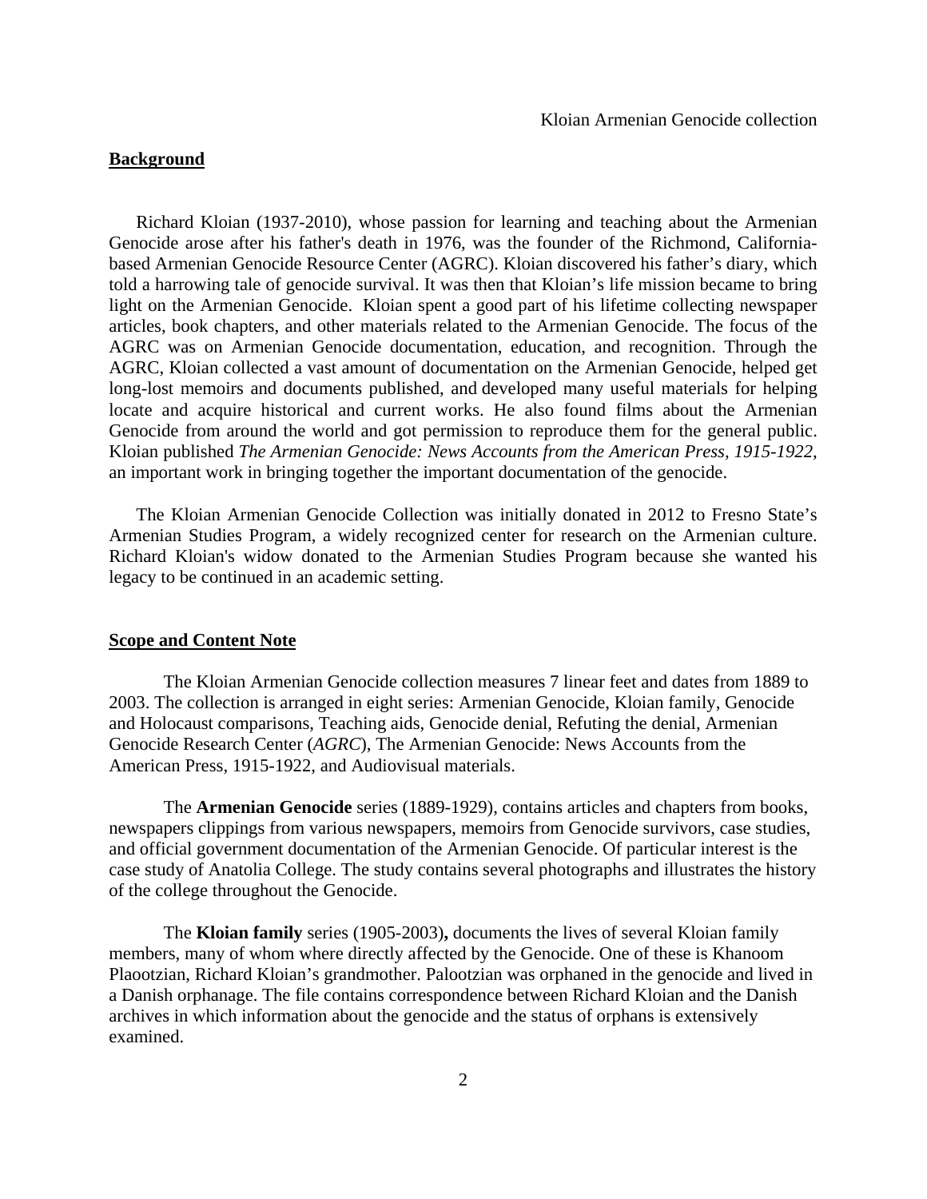## Background

Richard Kloian (1937-2010), whose passion for learning and teaching about the Armenian Genocide arose after his father's death in 1976, was the founder of the Richmond, California-based Armenian Genocide Resource Center (AGRC). Kloian discovered his father's diary, which told a harrowing tale of genocide survival. It was then that Kloian's life mission became to bring light on the Armenian Genocide. Kloian spent a good part of his lifetime collecting newspaper articles, book chapters, and other materials related to the Armenian Genocide. The focus of the AGRC was on Armenian Genocide documentation, education, and recognition. Through the AGRC, Kloian collected a vast amount of documentation on the Armenian Genocide, helped get long-lost memoirs and documents published, and developed many useful materials for helping locate and acquire historical and current works. He also found films about the Armenian Genocide from around the world and got permission to reproduce them for the general public. Kloian published *The Armenian Genocide: News Accounts from the American Press, 1915-1922*, an important work in bringing together the important documentation of the genocide.

The Kloian Armenian Genocide Collection was initially donated in 2012 to Fresno State's Armenian Studies Program, a widely recognized center for research on the Armenian culture. Richard Kloian's widow donated to the Armenian Studies Program because she wanted his legacy to be continued in an academic setting.

## Scope and Content Note

The Kloian Armenian Genocide collection measures 7 linear feet and dates from 1889 to 2003. The collection is arranged in eight series: Armenian Genocide, Kloian family, Genocide and Holocaust comparisons, Teaching aids, Genocide denial, Refuting the denial, Armenian Genocide Research Center (*AGRC*), The Armenian Genocide: News Accounts from the American Press, 1915-1922, and Audiovisual materials.

The **Armenian Genocide** series (1889-1929), contains articles and chapters from books, newspapers clippings from various newspapers, memoirs from Genocide survivors, case studies, and official government documentation of the Armenian Genocide. Of particular interest is the case study of Anatolia College. The study contains several photographs and illustrates the history of the college throughout the Genocide.

The **Kloian family** series (1905-2003)**,** documents the lives of several Kloian family members, many of whom where directly affected by the Genocide. One of these is Khanoom Plaootzian, Richard Kloian's grandmother. Palootzian was orphaned in the genocide and lived in a Danish orphanage. The file contains correspondence between Richard Kloian and the Danish archives in which information about the genocide and the status of orphans is extensively examined.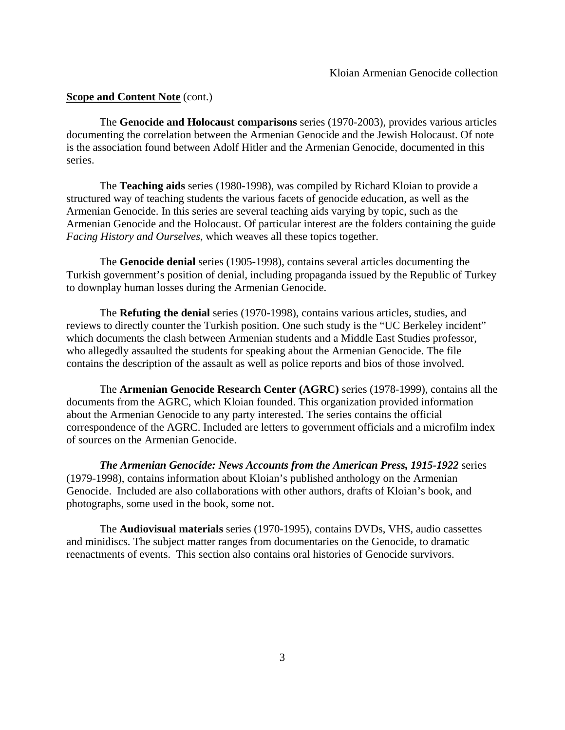**Scope and Content Note** (cont.)

The **Genocide and Holocaust comparisons** series (1970-2003), provides various articles documenting the correlation between the Armenian Genocide and the Jewish Holocaust. Of note is the association found between Adolf Hitler and the Armenian Genocide, documented in this series.

The **Teaching aids** series (1980-1998), was compiled by Richard Kloian to provide a structured way of teaching students the various facets of genocide education, as well as the Armenian Genocide. In this series are several teaching aids varying by topic, such as the Armenian Genocide and the Holocaust. Of particular interest are the folders containing the guide *Facing History and Ourselves*, which weaves all these topics together.

The **Genocide denial** series (1905-1998), contains several articles documenting the Turkish government's position of denial, including propaganda issued by the Republic of Turkey to downplay human losses during the Armenian Genocide.

The **Refuting the denial** series (1970-1998), contains various articles, studies, and reviews to directly counter the Turkish position. One such study is the "UC Berkeley incident" which documents the clash between Armenian students and a Middle East Studies professor, who allegedly assaulted the students for speaking about the Armenian Genocide. The file contains the description of the assault as well as police reports and bios of those involved.

The **Armenian Genocide Research Center (AGRC)** series (1978-1999), contains all the documents from the AGRC, which Kloian founded. This organization provided information about the Armenian Genocide to any party interested. The series contains the official correspondence of the AGRC. Included are letters to government officials and a microfilm index of sources on the Armenian Genocide.

***The Armenian Genocide: News Accounts from the American Press, 1915-1922*** series (1979-1998), contains information about Kloian's published anthology on the Armenian Genocide. Included are also collaborations with other authors, drafts of Kloian's book, and photographs, some used in the book, some not.

The **Audiovisual materials** series (1970-1995), contains DVDs, VHS, audio cassettes and minidiscs. The subject matter ranges from documentaries on the Genocide, to dramatic reenactments of events. This section also contains oral histories of Genocide survivors.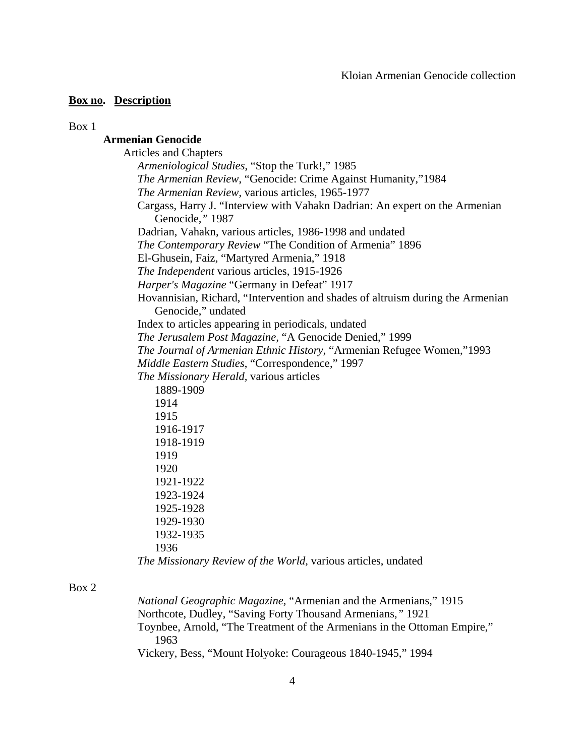**Box no. Description**

Box 1

**Armenian Genocide**

Articles and Chapters

- *Armeniological Studies*, "Stop the Turk!," 1985
- *The Armenian Review*, "Genocide: Crime Against Humanity,"1984
- *The Armenian Review*, various articles, 1965-1977
- Cargass, Harry J. "Interview with Vahakn Dadrian: An expert on the Armenian Genocide," 1987
- Dadrian, Vahakn, various articles, 1986-1998 and undated
- *The Contemporary Review* "The Condition of Armenia" 1896
- El-Ghusein, Faiz, "Martyred Armenia," 1918
- *The Independent* various articles, 1915-1926
- *Harper's Magazine* "Germany in Defeat" 1917
- Hovannisian, Richard, "Intervention and shades of altruism during the Armenian Genocide," undated
- Index to articles appearing in periodicals, undated
- *The Jerusalem Post Magazine,* "A Genocide Denied," 1999
- *The Journal of Armenian Ethnic History,* "Armenian Refugee Women,"1993
- *Middle Eastern Studies*, "Correspondence," 1997
- *The Missionary Herald,* various articles
  - 1889-1909
  - 1914
  - 1915
  - 1916-1917
  - 1918-1919
  - 1919
  - 1920
  - 1921-1922
  - 1923-1924
  - 1925-1928
  - 1929-1930
  - 1932-1935
  - 1936
- *The Missionary Review of the World,* various articles, undated

Box 2

- *National Geographic Magazine,* "Armenian and the Armenians," 1915
- Northcote, Dudley, "Saving Forty Thousand Armenians," 1921
- Toynbee, Arnold, "The Treatment of the Armenians in the Ottoman Empire," 1963
- Vickery, Bess, "Mount Holyoke: Courageous 1840-1945," 1994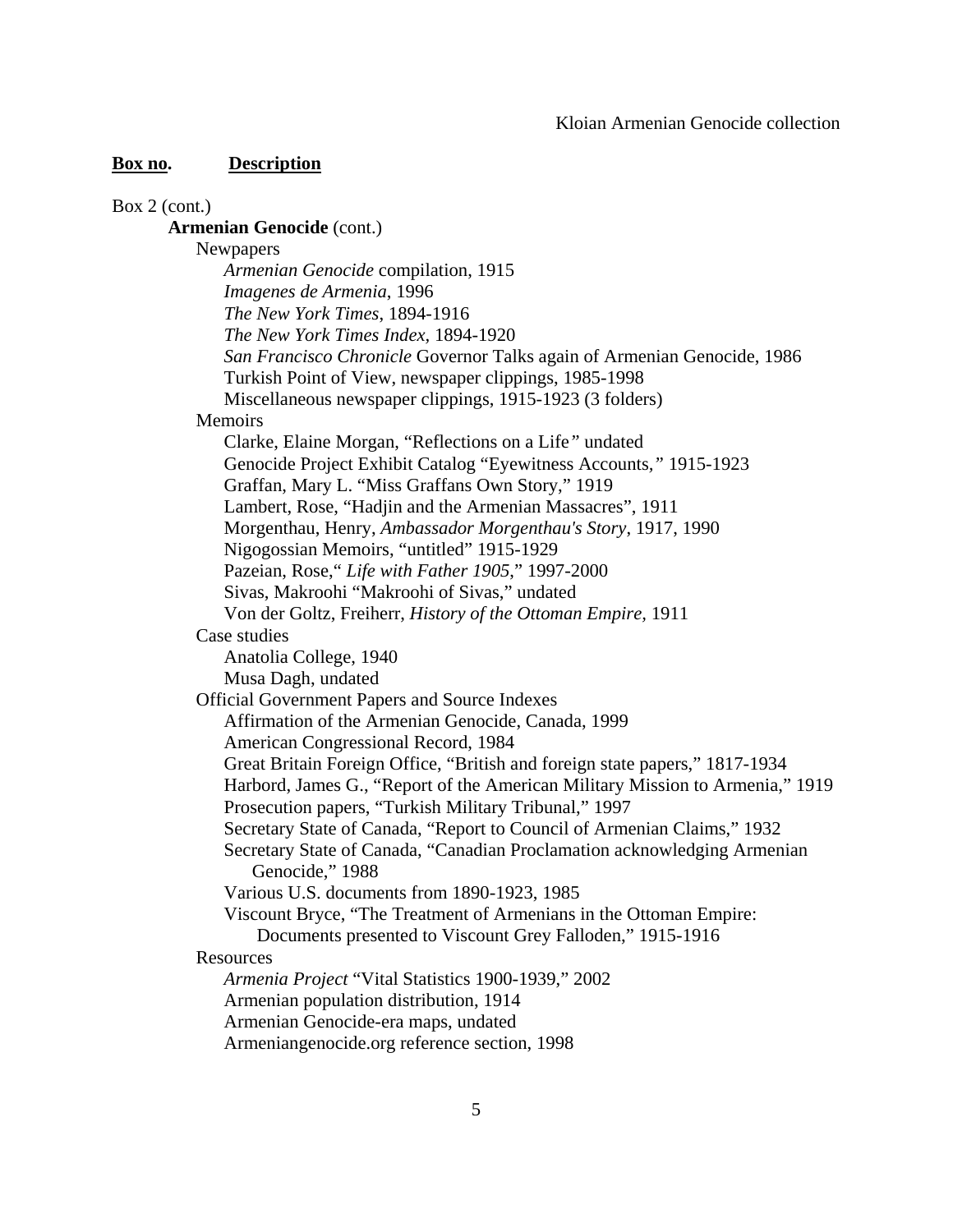**Box no.** **Description**

Box 2 (cont.)

**Armenian Genocide** (cont.)

Newspapers

- *Armenian Genocide* compilation, 1915
- *Imagenes de Armenia*, 1996
- *The New York Times*, 1894-1916
- *The New York Times Index*, 1894-1920
- *San Francisco Chronicle* Governor Talks again of Armenian Genocide, 1986
- Turkish Point of View, newspaper clippings, 1985-1998
- Miscellaneous newspaper clippings, 1915-1923 (3 folders)

Memoirs

- Clarke, Elaine Morgan, "Reflections on a Life*"* undated
- Genocide Project Exhibit Catalog "Eyewitness Accounts*,"* 1915-1923
- Graffan, Mary L. "Miss Graffans Own Story," 1919
- Lambert, Rose, "Hadjin and the Armenian Massacres", 1911
- Morgenthau, Henry, *Ambassador Morgenthau's Story*, 1917, 1990
- Nigogossian Memoirs, "untitled" 1915-1929
- Pazeian, Rose," *Life with Father 1905*," 1997-2000
- Sivas, Makroohi "Makroohi of Sivas," undated
- Von der Goltz, Freiherr, *History of the Ottoman Empire*, 1911

Case studies

- Anatolia College, 1940
- Musa Dagh, undated

Official Government Papers and Source Indexes

- Affirmation of the Armenian Genocide, Canada, 1999
- American Congressional Record, 1984
- Great Britain Foreign Office, "British and foreign state papers," 1817-1934
- Harbord, James G., "Report of the American Military Mission to Armenia," 1919
- Prosecution papers, "Turkish Military Tribunal," 1997
- Secretary State of Canada, "Report to Council of Armenian Claims," 1932
- Secretary State of Canada, "Canadian Proclamation acknowledging Armenian Genocide," 1988
- Various U.S. documents from 1890-1923, 1985
- Viscount Bryce, "The Treatment of Armenians in the Ottoman Empire: Documents presented to Viscount Grey Falloden," 1915-1916

Resources

- *Armenia Project* "Vital Statistics 1900-1939," 2002
- Armenian population distribution, 1914
- Armenian Genocide-era maps, undated
- Armeniangenocide.org reference section, 1998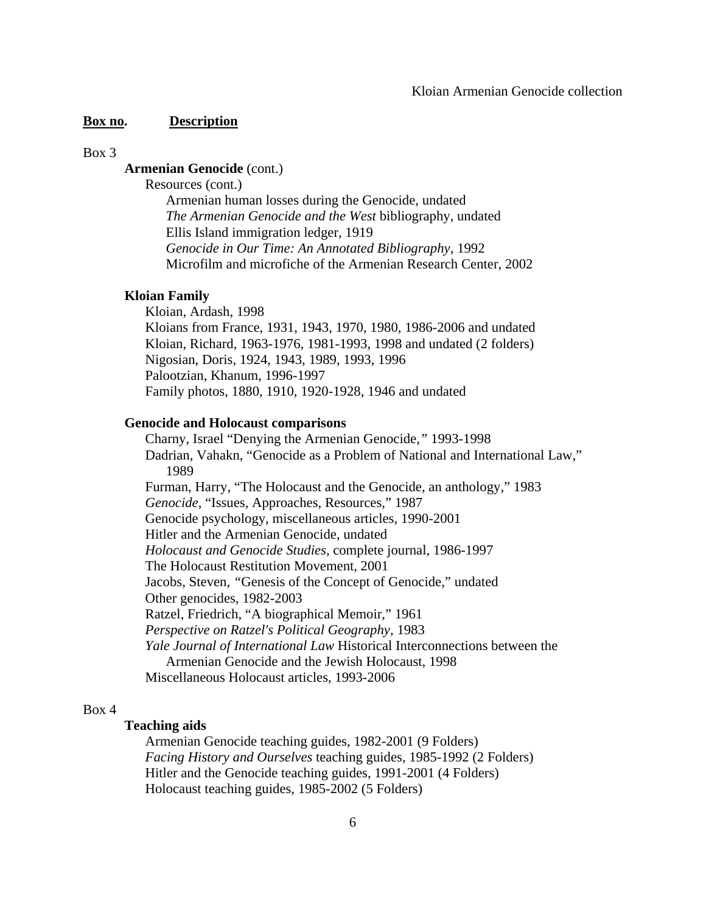**Box no.** **Description**

Box 3

**Armenian Genocide** (cont.)

Resources (cont.)

Armenian human losses during the Genocide, undated

*The Armenian Genocide and the West* bibliography, undated

Ellis Island immigration ledger, 1919

*Genocide in Our Time: An Annotated Bibliography*, 1992

Microfilm and microfiche of the Armenian Research Center, 2002

**Kloian Family**

Kloian, Ardash, 1998

Kloians from France, 1931, 1943, 1970, 1980, 1986-2006 and undated

Kloian, Richard, 1963-1976, 1981-1993, 1998 and undated (2 folders)

Nigosian, Doris, 1924, 1943, 1989, 1993, 1996

Palootzian, Khanum, 1996-1997

Family photos, 1880, 1910, 1920-1928, 1946 and undated

**Genocide and Holocaust comparisons**

Charny, Israel "Denying the Armenian Genocide," 1993-1998

Dadrian, Vahakn, "Genocide as a Problem of National and International Law," 1989

Furman, Harry, "The Holocaust and the Genocide, an anthology," 1983

*Genocide,* "Issues, Approaches, Resources," 1987

Genocide psychology, miscellaneous articles, 1990-2001

Hitler and the Armenian Genocide, undated

*Holocaust and Genocide Studies,* complete journal, 1986-1997

The Holocaust Restitution Movement, 2001

Jacobs, Steven, "Genesis of the Concept of Genocide," undated

Other genocides, 1982-2003

Ratzel, Friedrich, "A biographical Memoir," 1961

*Perspective on Ratzel's Political Geography*, 1983

*Yale Journal of International Law* Historical Interconnections between the Armenian Genocide and the Jewish Holocaust, 1998

Miscellaneous Holocaust articles, 1993-2006

Box 4

**Teaching aids**

Armenian Genocide teaching guides, 1982-2001 (9 Folders)

*Facing History and Ourselves* teaching guides, 1985-1992 (2 Folders)

Hitler and the Genocide teaching guides, 1991-2001 (4 Folders)

Holocaust teaching guides, 1985-2002 (5 Folders)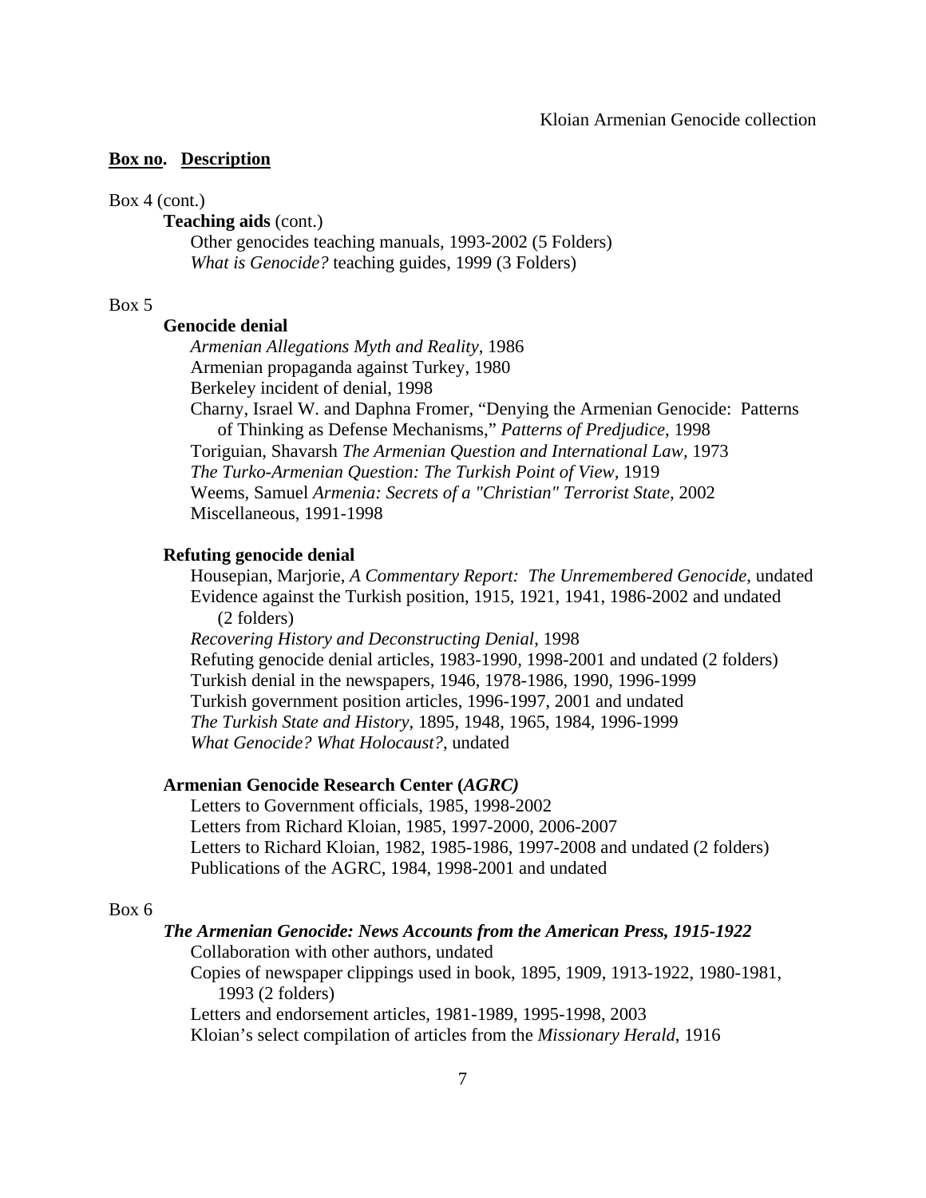**Box no. Description**

Box 4 (cont.)

**Teaching aids** (cont.)

Other genocides teaching manuals, 1993-2002 (5 Folders)
*What is Genocide?* teaching guides, 1999 (3 Folders)

Box 5

**Genocide denial**

*Armenian Allegations Myth and Reality*, 1986
Armenian propaganda against Turkey, 1980
Berkeley incident of denial, 1998
Charny, Israel W. and Daphna Fromer, "Denying the Armenian Genocide: Patterns of Thinking as Defense Mechanisms," *Patterns of Predjudice*, 1998
Toriguian, Shavarsh *The Armenian Question and International Law*, 1973
*The Turko-Armenian Question: The Turkish Point of View*, 1919
Weems, Samuel *Armenia: Secrets of a "Christian" Terrorist State*, 2002
Miscellaneous, 1991-1998

**Refuting genocide denial**

Housepian, Marjorie, *A Commentary Report: The Unremembered Genocide*, undated
Evidence against the Turkish position, 1915, 1921, 1941, 1986-2002 and undated (2 folders)
*Recovering History and Deconstructing Denial*, 1998
Refuting genocide denial articles, 1983-1990, 1998-2001 and undated (2 folders)
Turkish denial in the newspapers, 1946, 1978-1986, 1990, 1996-1999
Turkish government position articles, 1996-1997, 2001 and undated
*The Turkish State and History*, 1895, 1948, 1965, 1984, 1996-1999
*What Genocide? What Holocaust?*, undated

**Armenian Genocide Research Center (*AGRC)***

Letters to Government officials, 1985, 1998-2002
Letters from Richard Kloian, 1985, 1997-2000, 2006-2007
Letters to Richard Kloian, 1982, 1985-1986, 1997-2008 and undated (2 folders)
Publications of the AGRC, 1984, 1998-2001 and undated

Box 6

***The Armenian Genocide: News Accounts from the American Press, 1915-1922***

Collaboration with other authors, undated
Copies of newspaper clippings used in book, 1895, 1909, 1913-1922, 1980-1981, 1993 (2 folders)
Letters and endorsement articles, 1981-1989, 1995-1998, 2003
Kloian's select compilation of articles from the *Missionary Herald*, 1916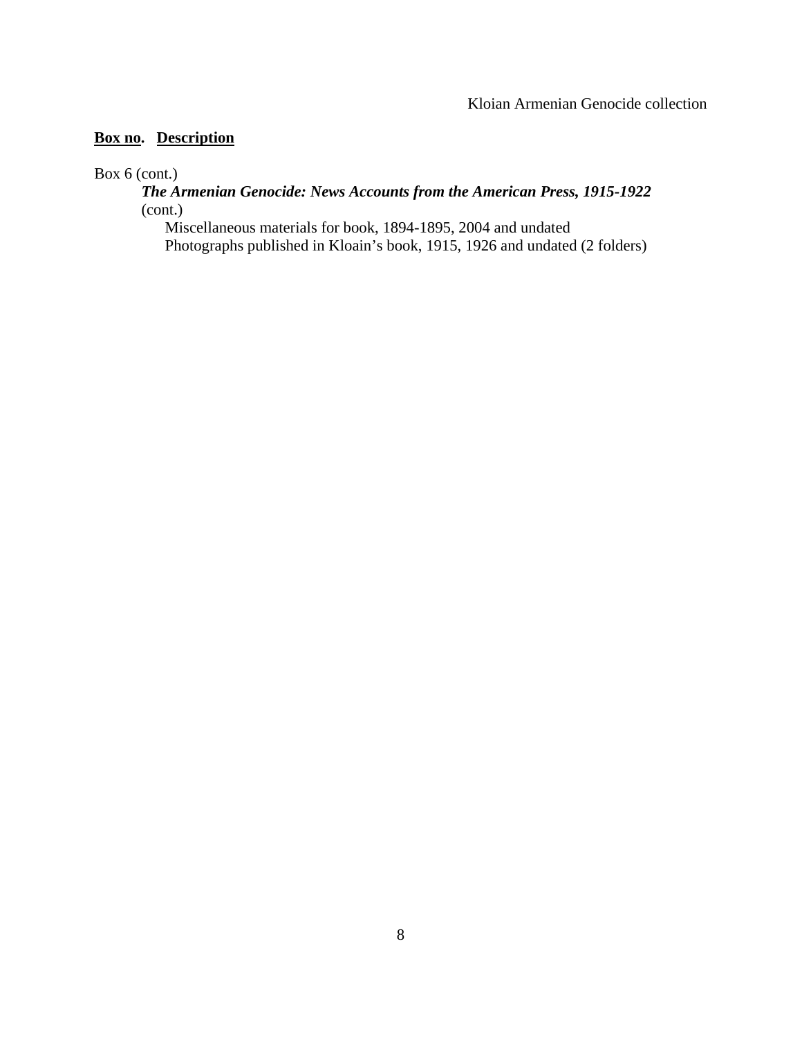**Box no. Description**

Box 6 (cont.)

***The Armenian Genocide: News Accounts from the American Press, 1915-1922*** (cont.)

Miscellaneous materials for book, 1894-1895, 2004 and undated

Photographs published in Kloain's book, 1915, 1926 and undated (2 folders)